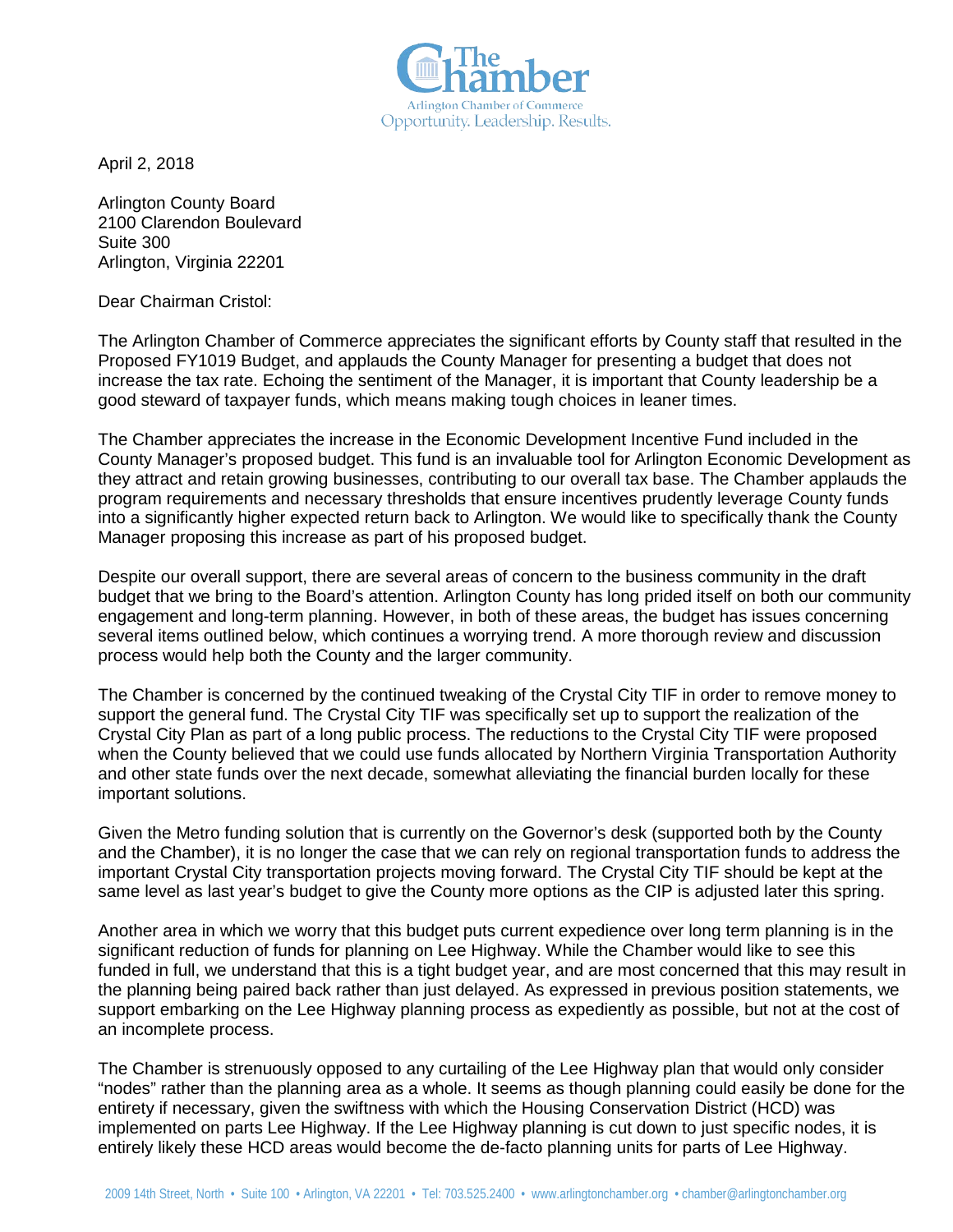The Chamber
Arlington Chamber of Commerce
Opportunity. Leadership. Results.

April 2, 2018

Arlington County Board
2100 Clarendon Boulevard
Suite 300
Arlington, Virginia 22201

Dear Chairman Cristol:

The Arlington Chamber of Commerce appreciates the significant efforts by County staff that resulted in the Proposed FY1019 Budget, and applauds the County Manager for presenting a budget that does not increase the tax rate. Echoing the sentiment of the Manager, it is important that County leadership be a good steward of taxpayer funds, which means making tough choices in leaner times.

The Chamber appreciates the increase in the Economic Development Incentive Fund included in the County Manager's proposed budget. This fund is an invaluable tool for Arlington Economic Development as they attract and retain growing businesses, contributing to our overall tax base. The Chamber applauds the program requirements and necessary thresholds that ensure incentives prudently leverage County funds into a significantly higher expected return back to Arlington. We would like to specifically thank the County Manager proposing this increase as part of his proposed budget.

Despite our overall support, there are several areas of concern to the business community in the draft budget that we bring to the Board's attention. Arlington County has long prided itself on both our community engagement and long-term planning. However, in both of these areas, the budget has issues concerning several items outlined below, which continues a worrying trend. A more thorough review and discussion process would help both the County and the larger community.

The Chamber is concerned by the continued tweaking of the Crystal City TIF in order to remove money to support the general fund. The Crystal City TIF was specifically set up to support the realization of the Crystal City Plan as part of a long public process. The reductions to the Crystal City TIF were proposed when the County believed that we could use funds allocated by Northern Virginia Transportation Authority and other state funds over the next decade, somewhat alleviating the financial burden locally for these important solutions.

Given the Metro funding solution that is currently on the Governor's desk (supported both by the County and the Chamber), it is no longer the case that we can rely on regional transportation funds to address the important Crystal City transportation projects moving forward. The Crystal City TIF should be kept at the same level as last year's budget to give the County more options as the CIP is adjusted later this spring.

Another area in which we worry that this budget puts current expedience over long term planning is in the significant reduction of funds for planning on Lee Highway. While the Chamber would like to see this funded in full, we understand that this is a tight budget year, and are most concerned that this may result in the planning being paired back rather than just delayed. As expressed in previous position statements, we support embarking on the Lee Highway planning process as expediently as possible, but not at the cost of an incomplete process.

The Chamber is strenuously opposed to any curtailing of the Lee Highway plan that would only consider "nodes" rather than the planning area as a whole. It seems as though planning could easily be done for the entirety if necessary, given the swiftness with which the Housing Conservation District (HCD) was implemented on parts Lee Highway. If the Lee Highway planning is cut down to just specific nodes, it is entirely likely these HCD areas would become the de-facto planning units for parts of Lee Highway.

2009 14th Street, North • Suite 100 • Arlington, VA 22201 • Tel: 703.525.2400 • www.arlingtonchamber.org • chamber@arlingtonchamber.org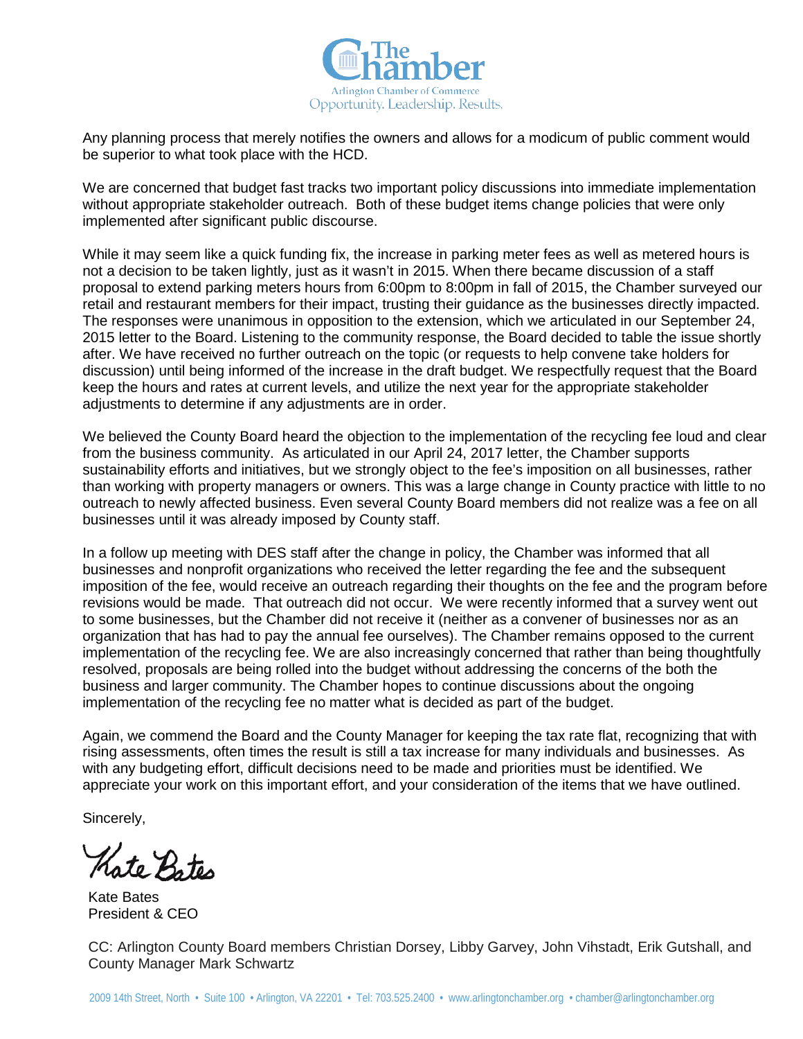Any planning process that merely notifies the owners and allows for a modicum of public comment would be superior to what took place with the HCD.

We are concerned that budget fast tracks two important policy discussions into immediate implementation without appropriate stakeholder outreach. Both of these budget items change policies that were only implemented after significant public discourse.

While it may seem like a quick funding fix, the increase in parking meter fees as well as metered hours is not a decision to be taken lightly, just as it wasn't in 2015. When there became discussion of a staff proposal to extend parking meters hours from 6:00pm to 8:00pm in fall of 2015, the Chamber surveyed our retail and restaurant members for their impact, trusting their guidance as the businesses directly impacted. The responses were unanimous in opposition to the extension, which we articulated in our September 24, 2015 letter to the Board. Listening to the community response, the Board decided to table the issue shortly after. We have received no further outreach on the topic (or requests to help convene take holders for discussion) until being informed of the increase in the draft budget. We respectfully request that the Board keep the hours and rates at current levels, and utilize the next year for the appropriate stakeholder adjustments to determine if any adjustments are in order.

We believed the County Board heard the objection to the implementation of the recycling fee loud and clear from the business community. As articulated in our April 24, 2017 letter, the Chamber supports sustainability efforts and initiatives, but we strongly object to the fee's imposition on all businesses, rather than working with property managers or owners. This was a large change in County practice with little to no outreach to newly affected business. Even several County Board members did not realize was a fee on all businesses until it was already imposed by County staff.

In a follow up meeting with DES staff after the change in policy, the Chamber was informed that all businesses and nonprofit organizations who received the letter regarding the fee and the subsequent imposition of the fee, would receive an outreach regarding their thoughts on the fee and the program before revisions would be made. That outreach did not occur. We were recently informed that a survey went out to some businesses, but the Chamber did not receive it (neither as a convener of businesses nor as an organization that has had to pay the annual fee ourselves). The Chamber remains opposed to the current implementation of the recycling fee. We are also increasingly concerned that rather than being thoughtfully resolved, proposals are being rolled into the budget without addressing the concerns of the both the business and larger community. The Chamber hopes to continue discussions about the ongoing implementation of the recycling fee no matter what is decided as part of the budget.

Again, we commend the Board and the County Manager for keeping the tax rate flat, recognizing that with rising assessments, often times the result is still a tax increase for many individuals and businesses. As with any budgeting effort, difficult decisions need to be made and priorities must be identified. We appreciate your work on this important effort, and your consideration of the items that we have outlined.

Sincerely,

Kate Bates

Kate Bates
President & CEO

CC: Arlington County Board members Christian Dorsey, Libby Garvey, John Vihstadt, Erik Gutshall, and County Manager Mark Schwartz